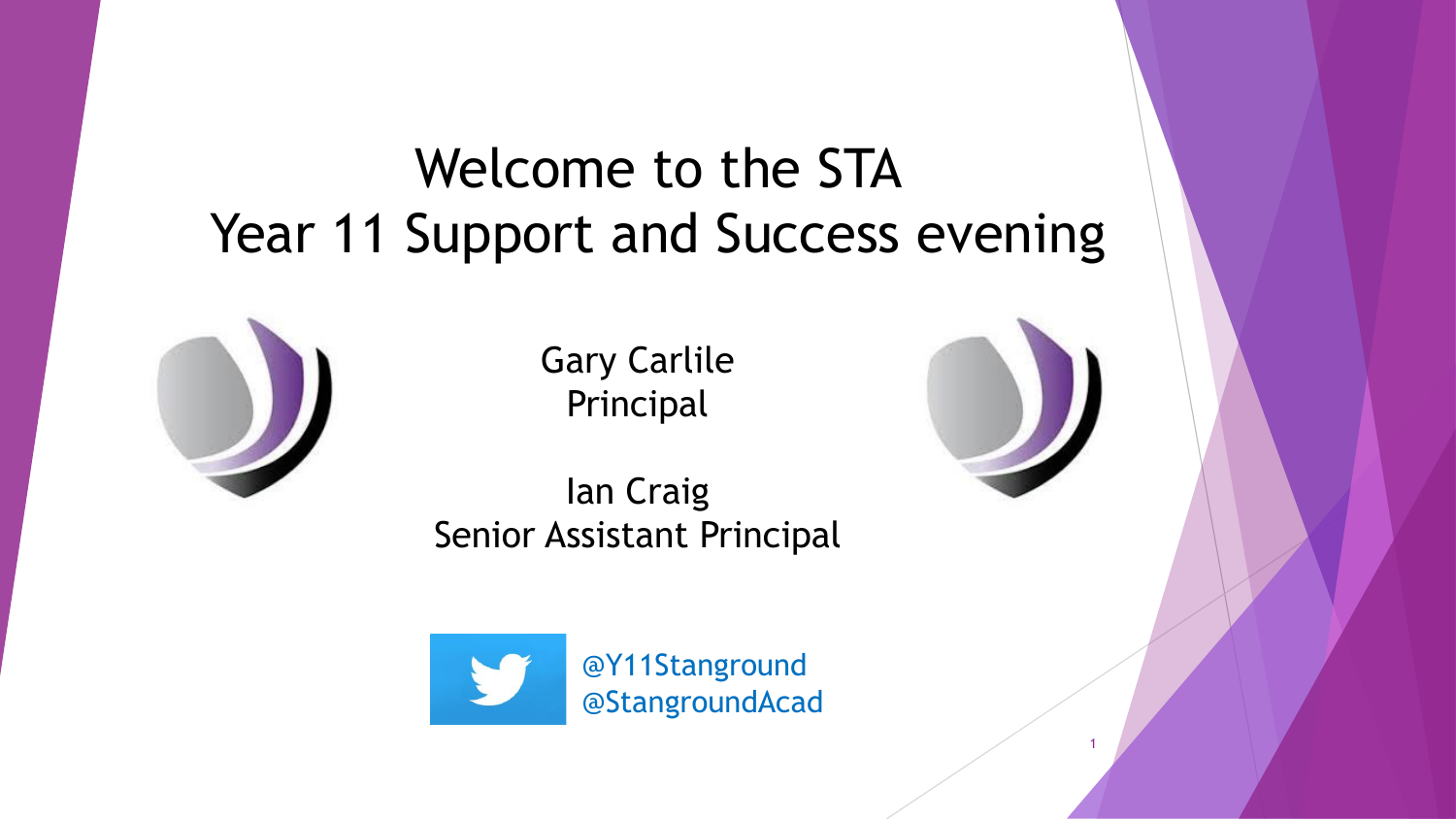# Welcome to the STA
# Year 11 Support and Success evening

Gary Carlile
Principal

Ian Craig
Senior Assistant Principal

@Y11Stanground
@StangroundAcad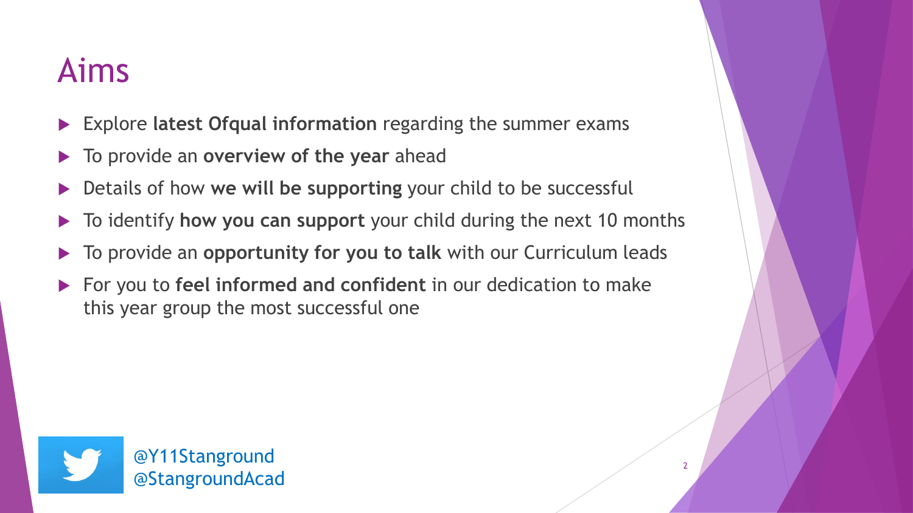# Aims

- Explore **latest Ofqual information** regarding the summer exams
- To provide an **overview of the year** ahead
- Details of how **we will be supporting** your child to be successful
- To identify **how you can support** your child during the next 10 months
- To provide an **opportunity for you to talk** with our Curriculum leads
- For you to **feel informed and confident** in our dedication to make this year group the most successful one

@Y11Stanground
@StangroundAcad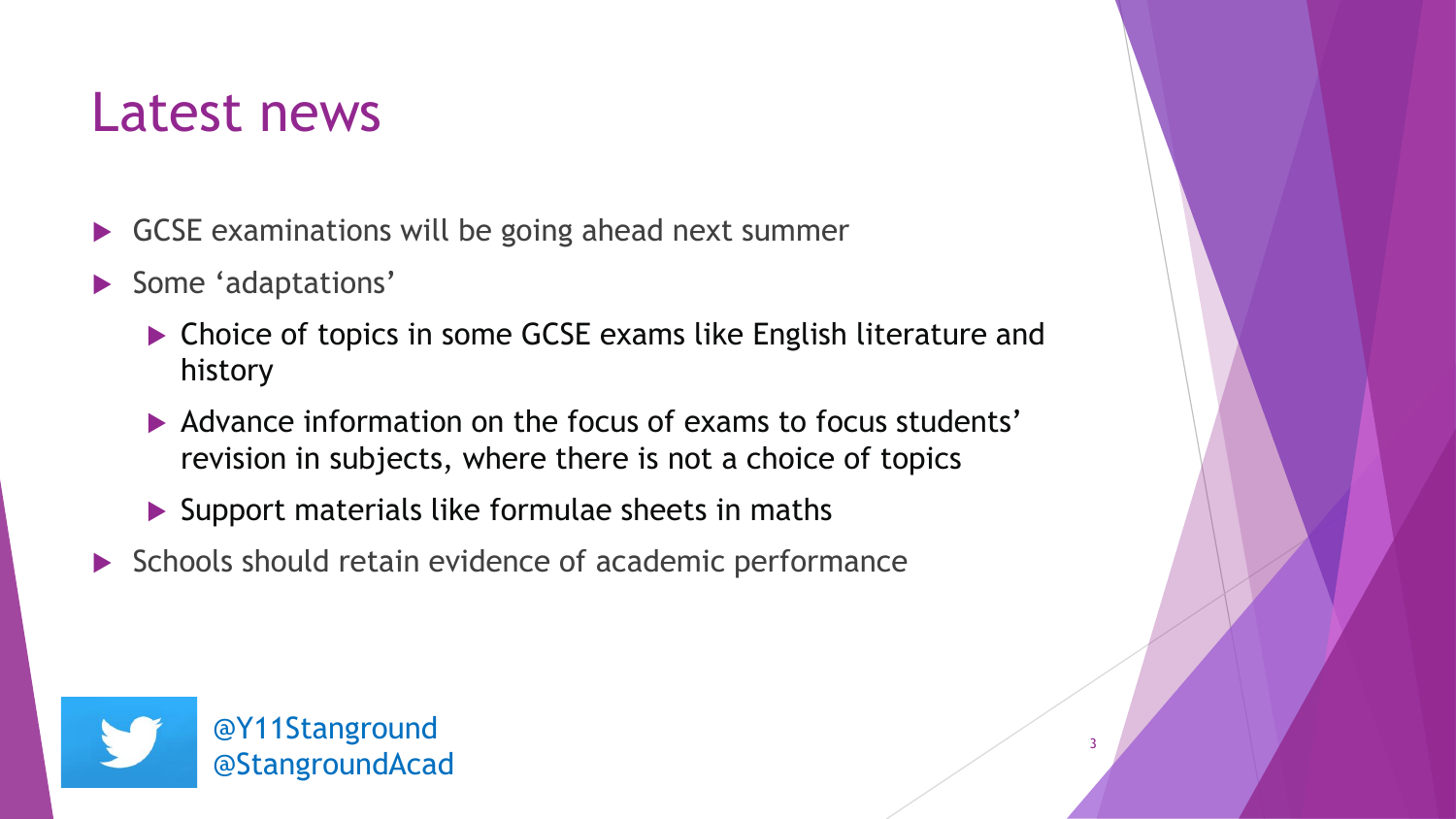# Latest news

- GCSE examinations will be going ahead next summer
- Some 'adaptations'
  - Choice of topics in some GCSE exams like English literature and history
  - Advance information on the focus of exams to focus students' revision in subjects, where there is not a choice of topics
  - Support materials like formulae sheets in maths
- Schools should retain evidence of academic performance

@Y11Stanground
@StangroundAcad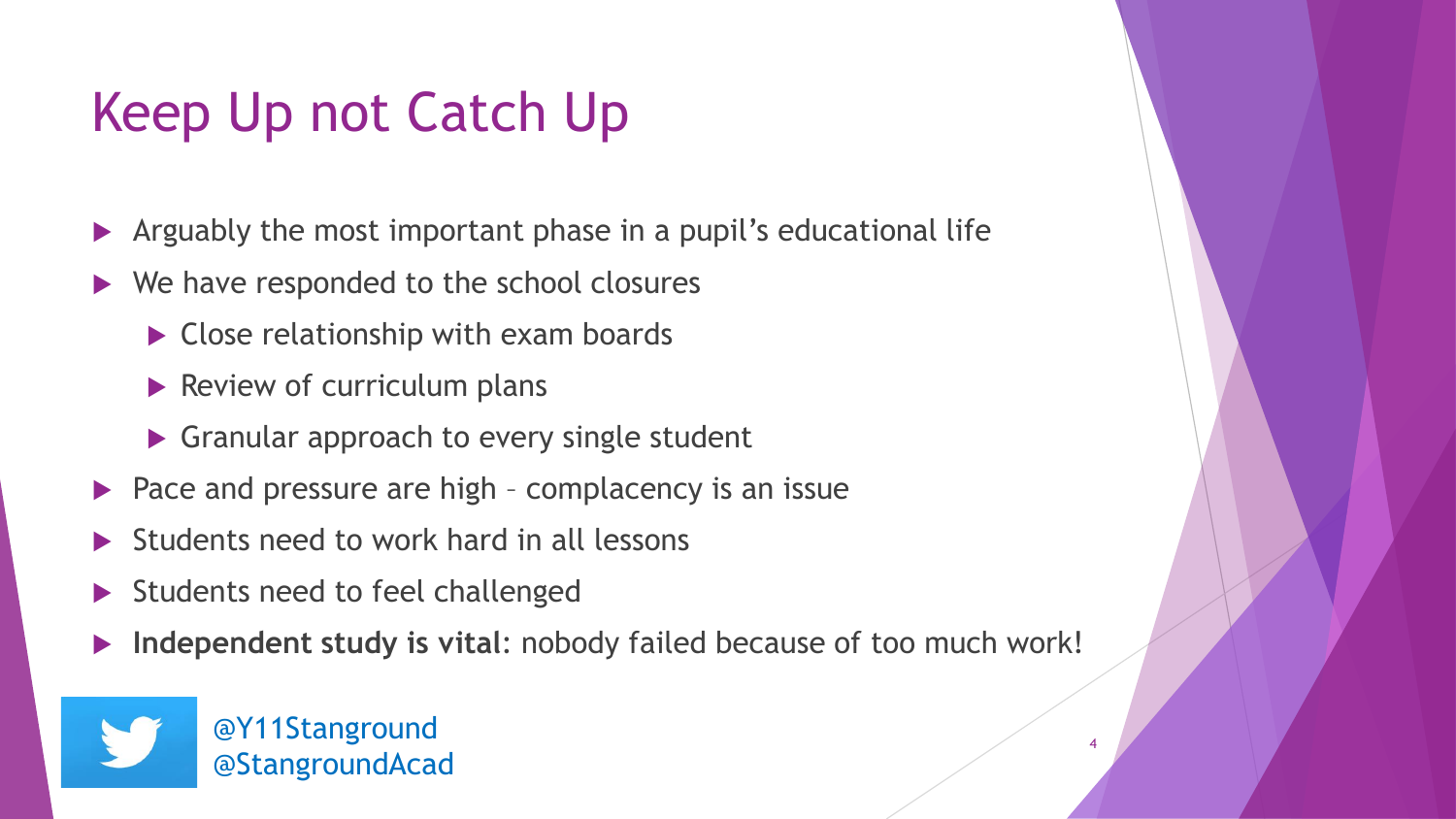# Keep Up not Catch Up

- Arguably the most important phase in a pupil's educational life
- We have responded to the school closures
  - Close relationship with exam boards
  - Review of curriculum plans
  - Granular approach to every single student
- Pace and pressure are high – complacency is an issue
- Students need to work hard in all lessons
- Students need to feel challenged
- **Independent study is vital**: nobody failed because of too much work!

@Y11Stanground
@StangroundAcad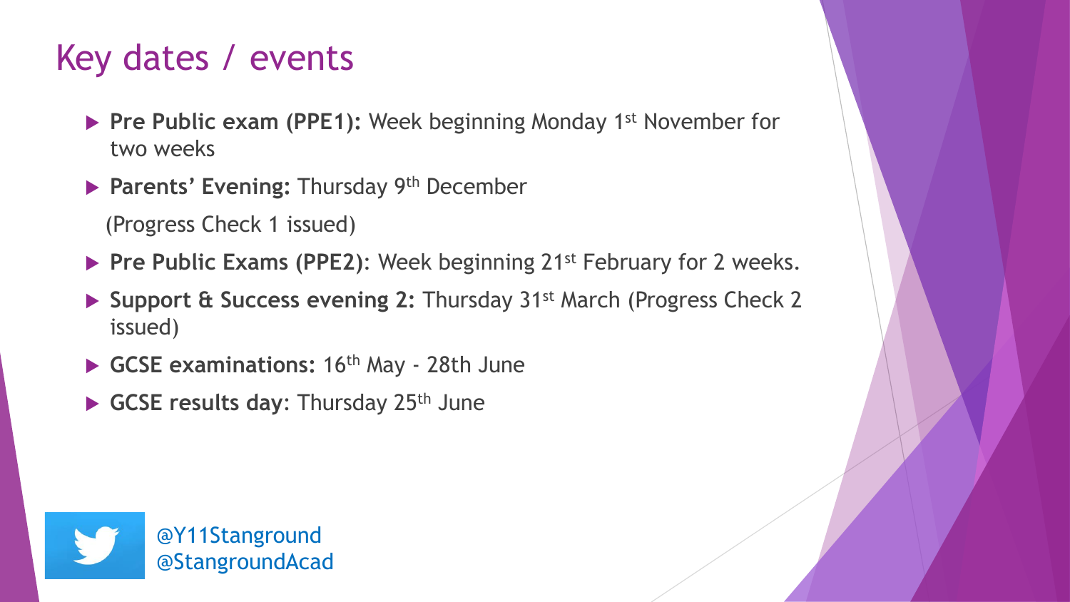# Key dates / events

- **Pre Public exam (PPE1):** Week beginning Monday 1st November for two weeks
- **Parents' Evening:** Thursday 9th December

  (Progress Check 1 issued)
- **Pre Public Exams (PPE2)**: Week beginning 21st February for 2 weeks.
- **Support & Success evening 2:** Thursday 31st March (Progress Check 2 issued)
- **GCSE examinations:** 16th May - 28th June
- **GCSE results day**: Thursday 25th June

@Y11Stanground
@StangroundAcad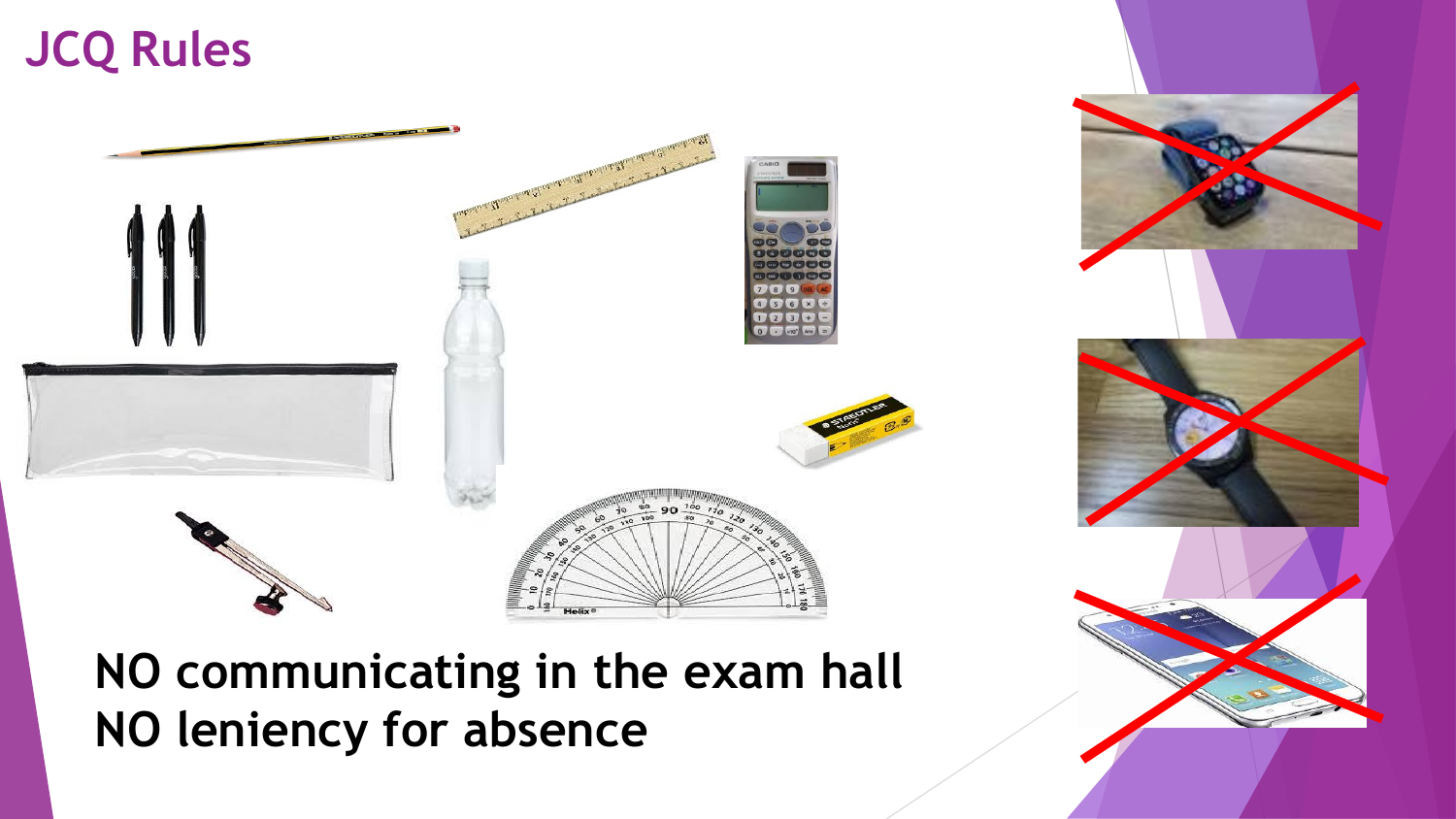# JCQ Rules

**NO communicating in the exam hall**
**NO leniency for absence**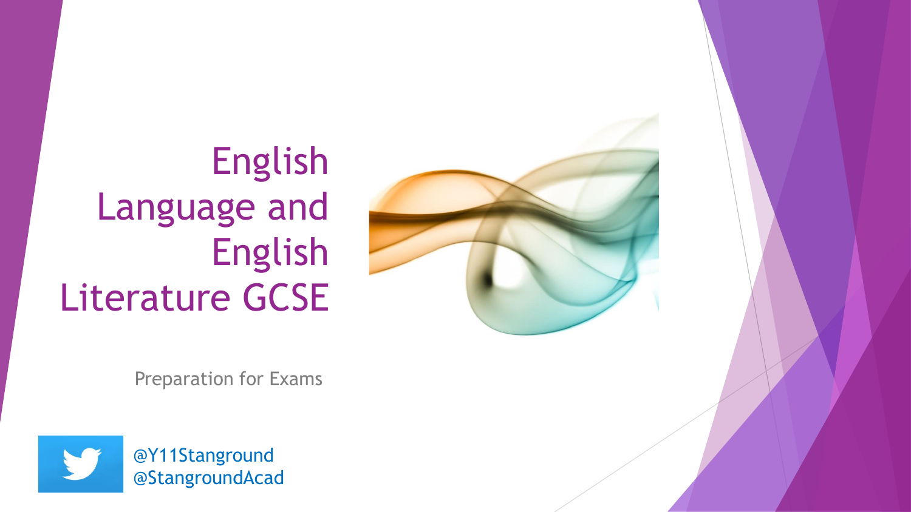# English Language and English Literature GCSE

Preparation for Exams

@Y11Stanground
@StangroundAcad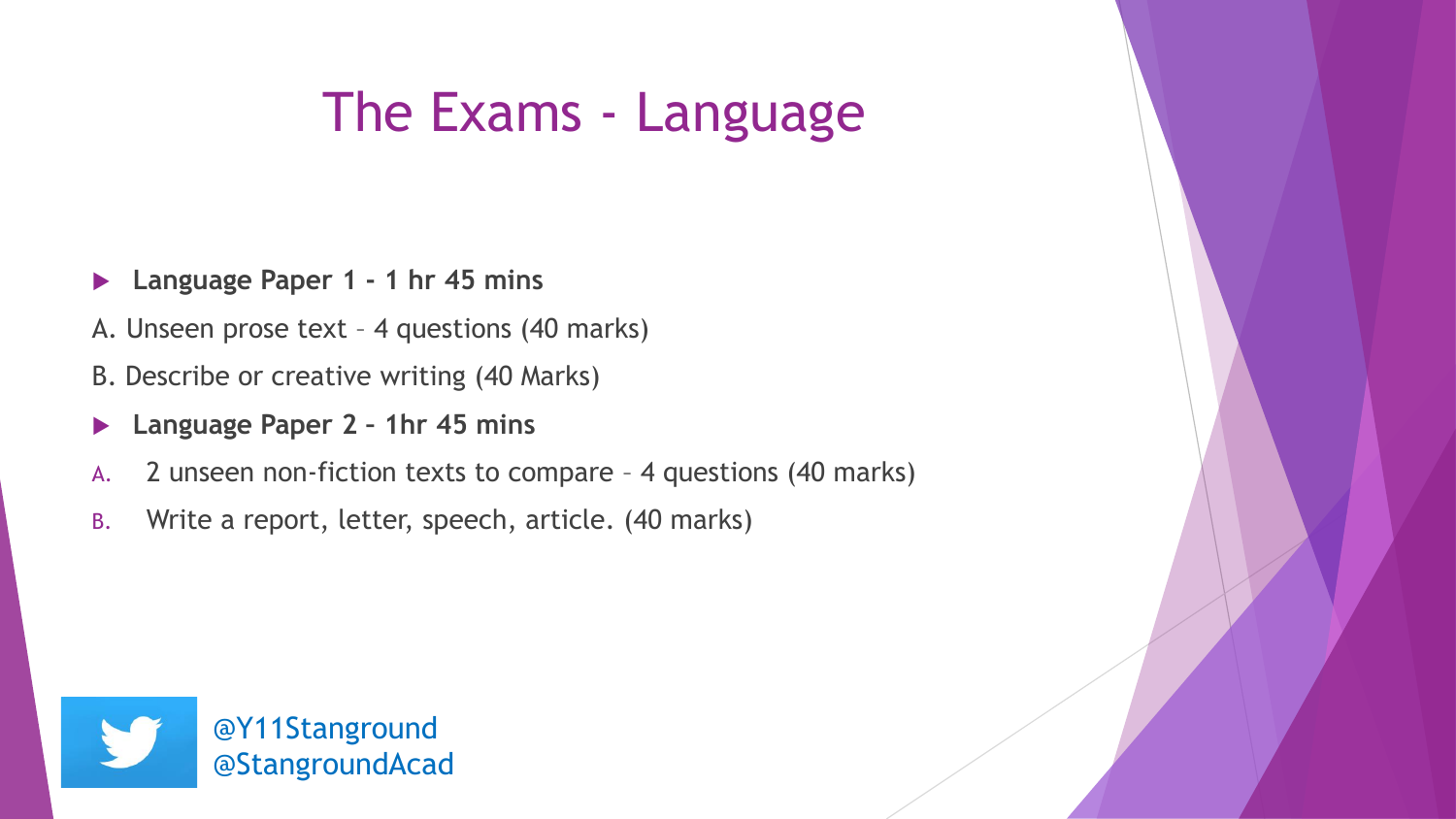# The Exams - Language

- **Language Paper 1 - 1 hr 45 mins**

A. Unseen prose text – 4 questions (40 marks)

B. Describe or creative writing (40 Marks)

- **Language Paper 2 – 1hr 45 mins**

A. 2 unseen non-fiction texts to compare – 4 questions (40 marks)

B. Write a report, letter, speech, article. (40 marks)

@Y11Stanground
@StangroundAcad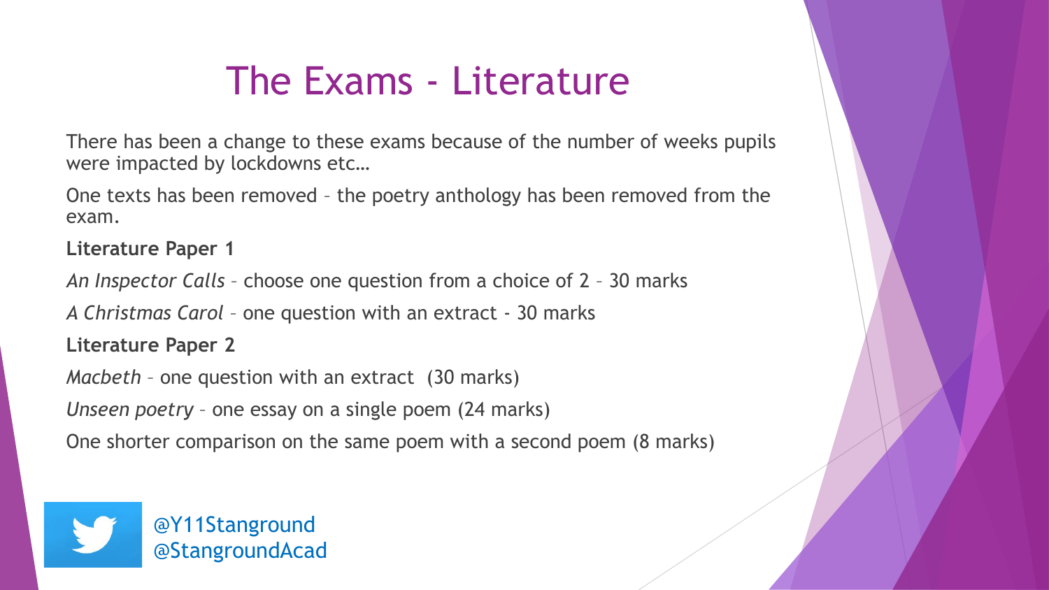# The Exams - Literature

There has been a change to these exams because of the number of weeks pupils were impacted by lockdowns etc…

One texts has been removed – the poetry anthology has been removed from the exam.

**Literature Paper 1**

*An Inspector Calls* – choose one question from a choice of 2 – 30 marks

*A Christmas Carol* – one question with an extract - 30 marks

**Literature Paper 2**

*Macbeth* – one question with an extract (30 marks)

*Unseen poetry* – one essay on a single poem (24 marks)

One shorter comparison on the same poem with a second poem (8 marks)

@Y11Stanground
@StangroundAcad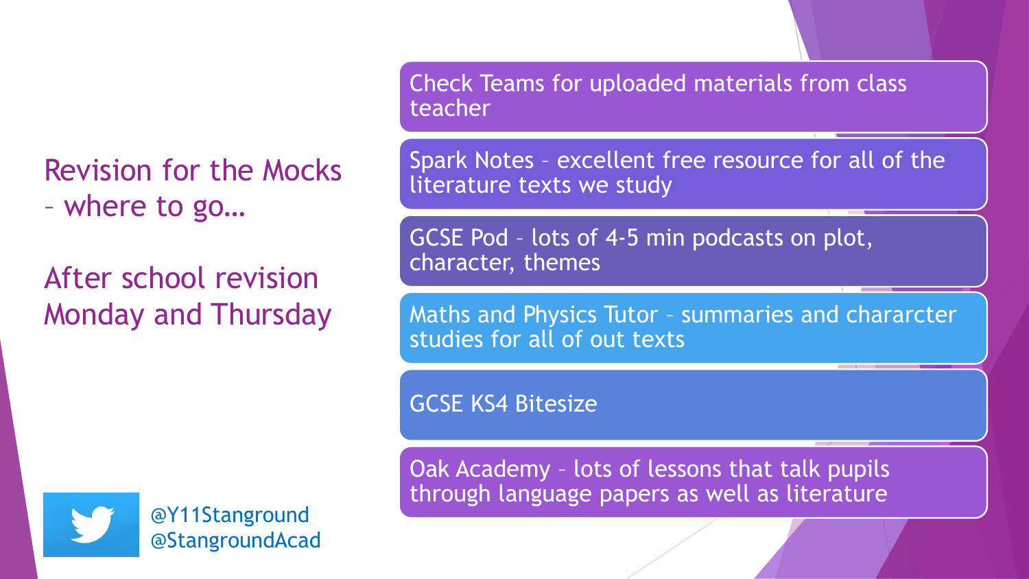# Revision for the Mocks – where to go…

## After school revision Monday and Thursday

- Check Teams for uploaded materials from class teacher
- Spark Notes – excellent free resource for all of the literature texts we study
- GCSE Pod – lots of 4-5 min podcasts on plot, character, themes
- Maths and Physics Tutor – summaries and chararcter studies for all of out texts
- GCSE KS4 Bitesize
- Oak Academy – lots of lessons that talk pupils through language papers as well as literature

@Y11Stanground
@StangroundAcad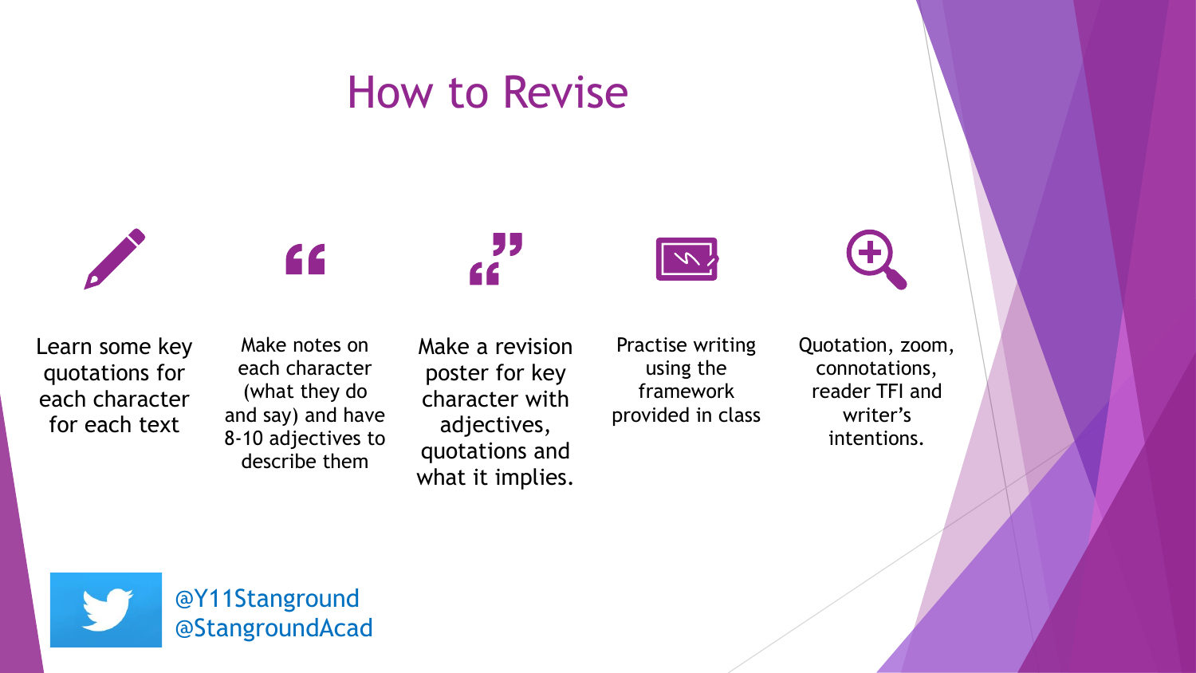# How to Revise

- Learn some key quotations for each character for each text
- Make notes on each character (what they do and say) and have 8-10 adjectives to describe them
- Make a revision poster for key character with adjectives, quotations and what it implies.
- Practise writing using the framework provided in class
- Quotation, zoom, connotations, reader TFI and writer's intentions.

@Y11Stanground
@StangroundAcad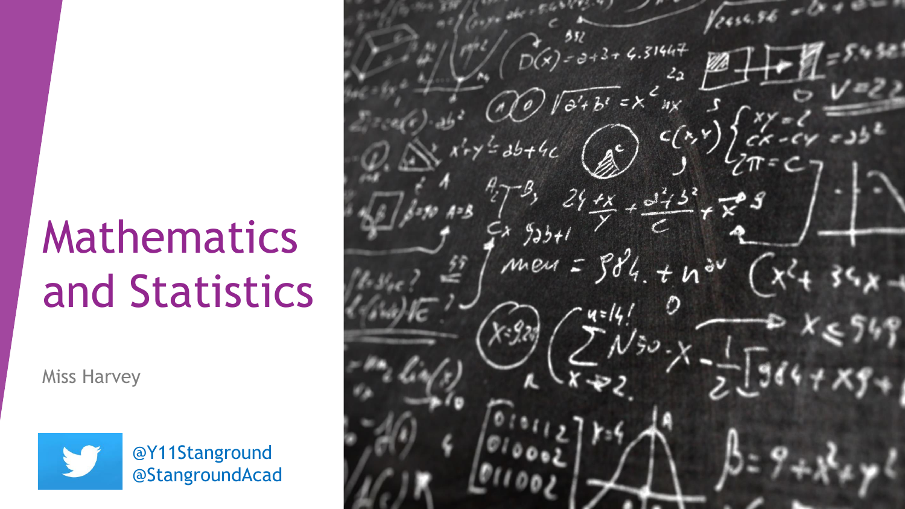# Mathematics and Statistics

Miss Harvey

@Y11Stanground
@StangroundAcad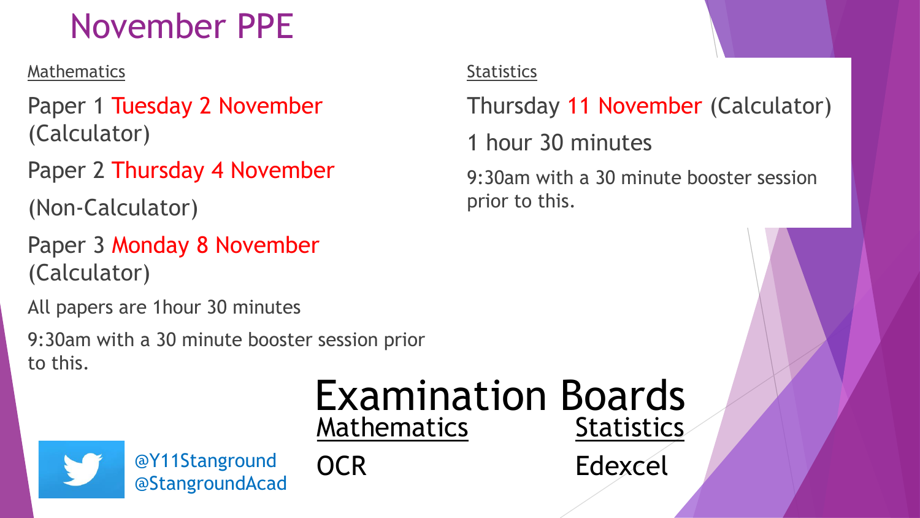# November PPE

## Mathematics

Paper 1 Tuesday 2 November (Calculator)

Paper 2 Thursday 4 November

(Non-Calculator)

Paper 3 Monday 8 November (Calculator)

All papers are 1hour 30 minutes

9:30am with a 30 minute booster session prior to this.

## Statistics

Thursday 11 November (Calculator)

1 hour 30 minutes

9:30am with a 30 minute booster session prior to this.

## Examination Boards

| Mathematics | Statistics |
| --- | --- |
| OCR | Edexcel |

@Y11Stanground
@StangroundAcad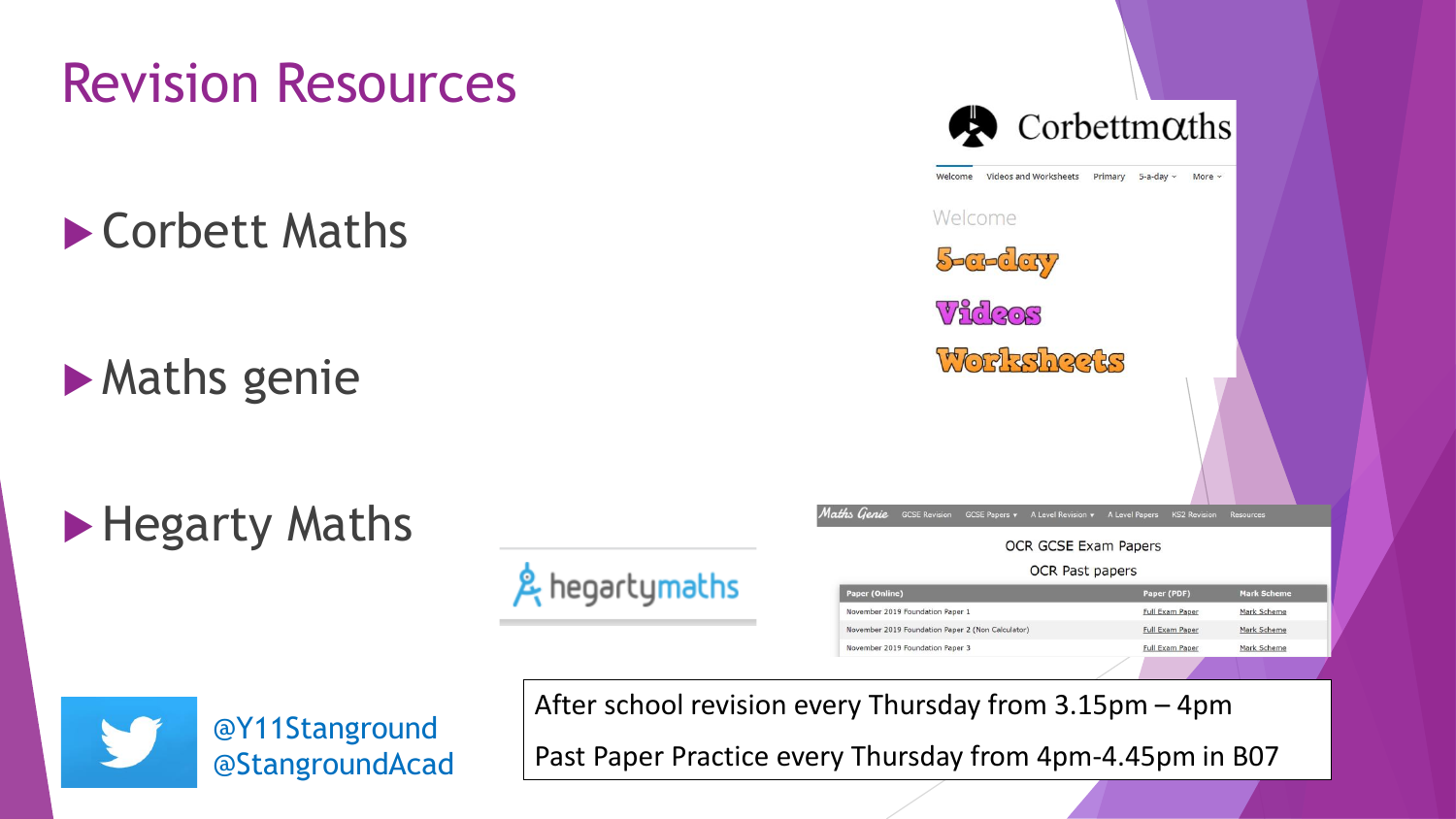# Revision Resources

- Corbett Maths
- Maths genie
- Hegarty Maths

@Y11Stanground
@StangroundAcad

After school revision every Thursday from 3.15pm – 4pm

Past Paper Practice every Thursday from 4pm-4.45pm in B07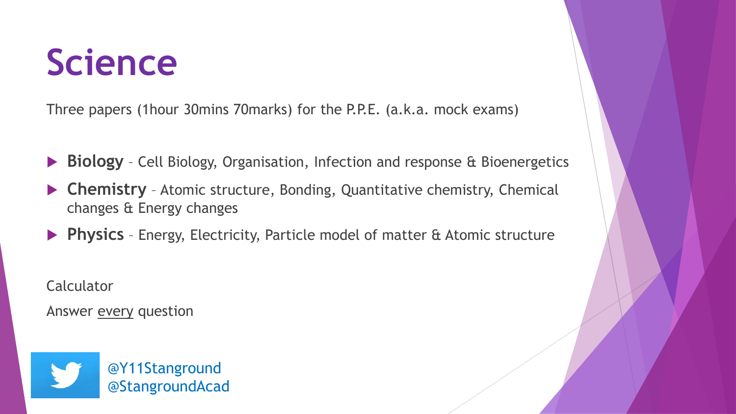# Science

Three papers (1hour 30mins 70marks) for the P.P.E. (a.k.a. mock exams)

- **Biology** – Cell Biology, Organisation, Infection and response & Bioenergetics
- **Chemistry** – Atomic structure, Bonding, Quantitative chemistry, Chemical changes & Energy changes
- **Physics** – Energy, Electricity, Particle model of matter & Atomic structure

Calculator

Answer <u>every</u> question

@Y11Stanground
@StangroundAcad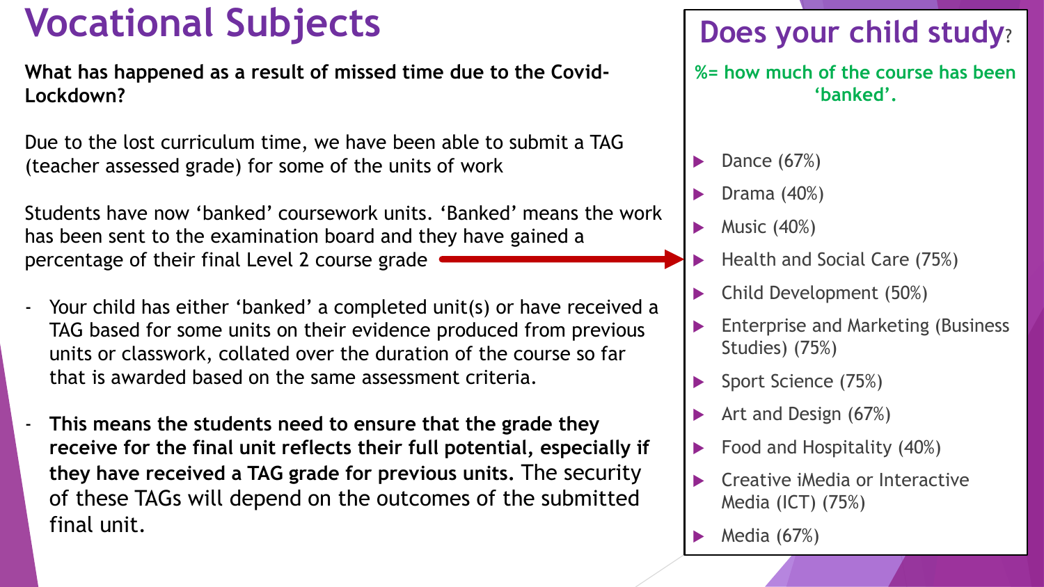# Vocational Subjects

**What has happened as a result of missed time due to the Covid-Lockdown?**

Due to the lost curriculum time, we have been able to submit a TAG (teacher assessed grade) for some of the units of work

Students have now 'banked' coursework units. 'Banked' means the work has been sent to the examination board and they have gained a percentage of their final Level 2 course grade

- Your child has either 'banked' a completed unit(s) or have received a TAG based for some units on their evidence produced from previous units or classwork, collated over the duration of the course so far that is awarded based on the same assessment criteria.
- **This means the students need to ensure that the grade they receive for the final unit reflects their full potential, especially if they have received a TAG grade for previous units.** The security of these TAGs will depend on the outcomes of the submitted final unit.

## Does your child study?

**%= how much of the course has been 'banked'.**

- Dance (67%)
- Drama (40%)
- Music (40%)
- Health and Social Care (75%)
- Child Development (50%)
- Enterprise and Marketing (Business Studies) (75%)
- Sport Science (75%)
- Art and Design (67%)
- Food and Hospitality (40%)
- Creative iMedia or Interactive Media (ICT) (75%)
- Media (67%)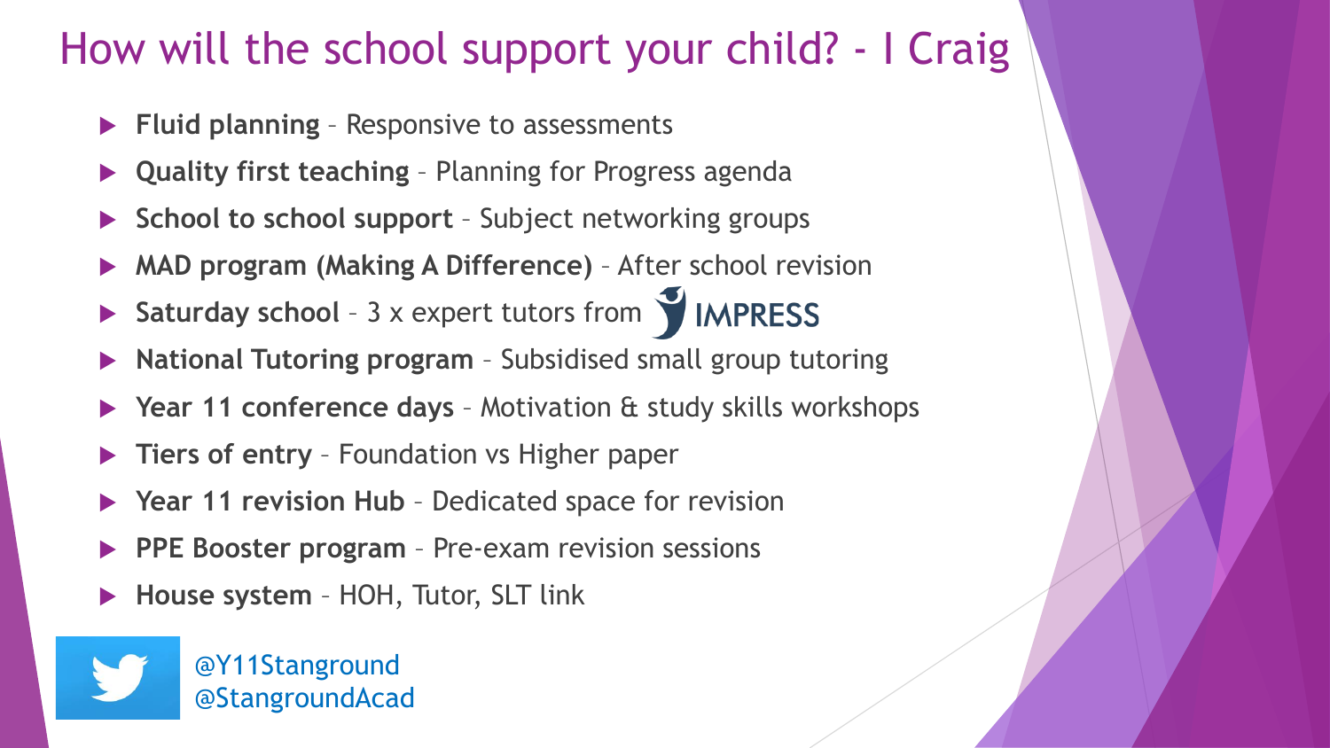# How will the school support your child? - I Craig

- **Fluid planning** – Responsive to assessments
- **Quality first teaching** – Planning for Progress agenda
- **School to school support** – Subject networking groups
- **MAD program (Making A Difference)** – After school revision
- **Saturday school** – 3 x expert tutors from IMPRESS
- **National Tutoring program** – Subsidised small group tutoring
- **Year 11 conference days** – Motivation & study skills workshops
- **Tiers of entry** – Foundation vs Higher paper
- **Year 11 revision Hub** – Dedicated space for revision
- **PPE Booster program** – Pre-exam revision sessions
- **House system** – HOH, Tutor, SLT link

@Y11Stanground
@StangroundAcad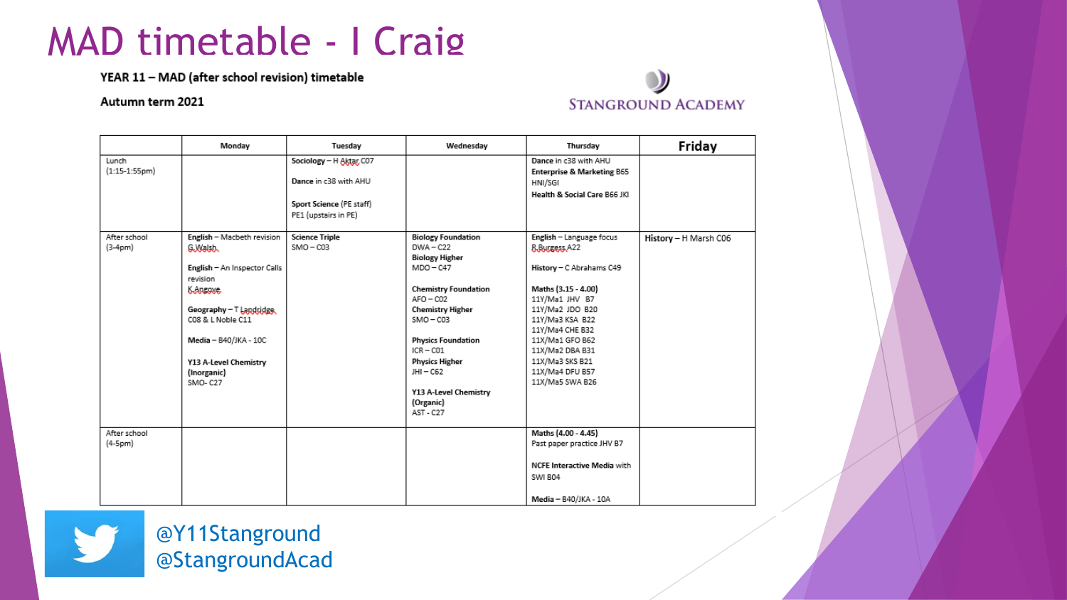# MAD timetable - I Craig

**YEAR 11 – MAD (after school revision) timetable**

**Autumn term 2021**

STANGROUND ACADEMY

| | Monday | Tuesday | Wednesday | Thursday | Friday |
|---|---|---|---|---|---|
| Lunch (1:15-1:55pm) | | **Sociology** – H Aktar C07<br><br>**Dance** in c38 with AHU<br><br>**Sport Science** (PE staff) PE1 (upstairs in PE) | | **Dance** in c38 with AHU<br>**Enterprise & Marketing** B65 HNI/SGI<br>**Health & Social Care** B66 JKI | |
| After school (3-4pm) | **English** – Macbeth revision G Walsh<br><br>**English** – An Inspector Calls revision K Angove<br><br>**Geography** – T Landridge C08 & L Noble C11<br><br>**Media** – B40/JKA - 10C<br><br>**Y13 A-Level Chemistry (Inorganic)** SMO- C27 | **Science Triple** SMO – C03 | **Biology Foundation** DWA – C22<br>**Biology Higher** MDO – C47<br><br>**Chemistry Foundation** AFO – C02<br>**Chemistry Higher** SMO – C03<br><br>**Physics Foundation** ICR – C01<br>**Physics Higher** JHI – C62<br><br>**Y13 A-Level Chemistry (Organic)** AST - C27 | **English** – Language focus R Burgess A22<br><br>**History** – C Abrahams C49<br><br>**Maths (3.15 - 4.00)**<br>11Y/Ma1 JHV B7<br>11Y/Ma2 JDO B20<br>11Y/Ma3 KSA B22<br>11Y/Ma4 CHE B32<br>11X/Ma1 GFO B62<br>11X/Ma2 DBA B31<br>11X/Ma3 SKS B21<br>11X/Ma4 DFU B57<br>11X/Ma5 SWA B26 | **History** – H Marsh C06 |
| After school (4-5pm) | | | | **Maths (4.00 - 4.45)** Past paper practice JHV B7<br><br>**NCFE Interactive Media** with SWI B04<br><br>**Media** – B40/JKA - 10A | |

@Y11Stanground
@StangroundAcad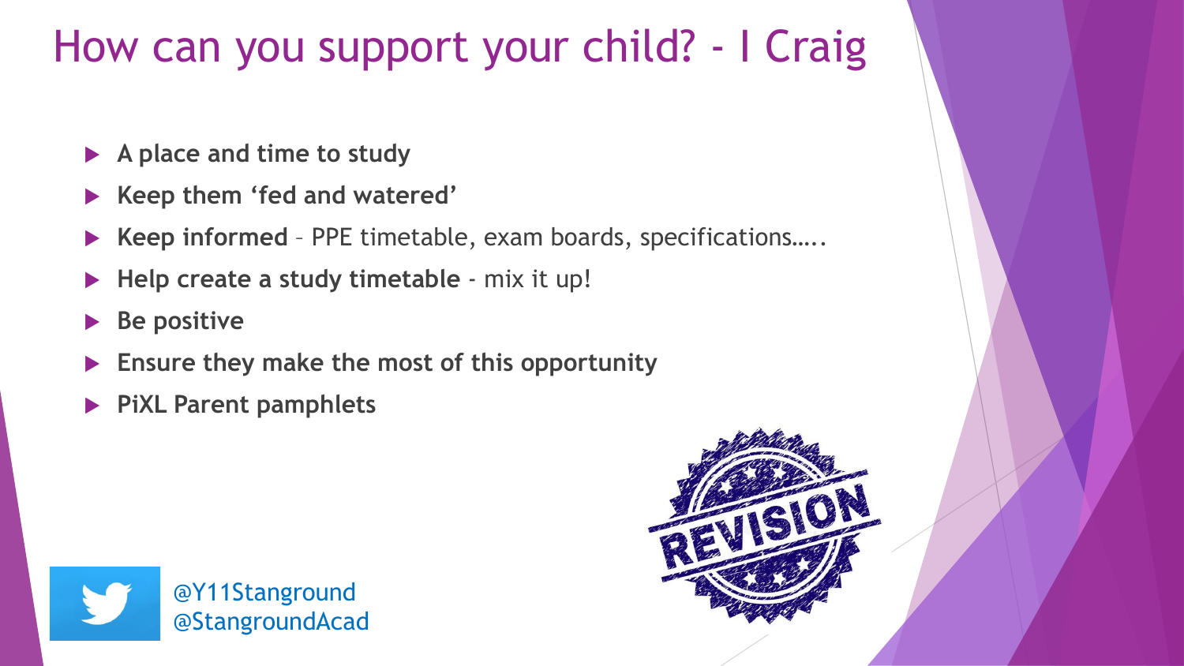# How can you support your child? - I Craig

- **A place and time to study**
- **Keep them 'fed and watered'**
- **Keep informed** – PPE timetable, exam boards, specifications…..
- **Help create a study timetable** - mix it up!
- **Be positive**
- **Ensure they make the most of this opportunity**
- **PiXL Parent pamphlets**

@Y11Stanground
@StangroundAcad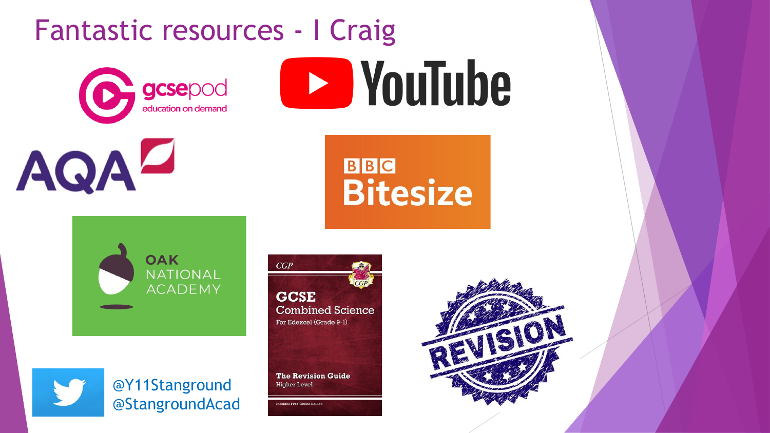# Fantastic resources - I Craig

gcsepod
education on demand

YouTube

AQA

BBC Bitesize

OAK NATIONAL ACADEMY

CGP
GCSE Combined Science
For Edexcel (Grade 9-1)
The Revision Guide
Higher Level
Includes Free Online Edition

REVISION

@Y11Stanground
@StangroundAcad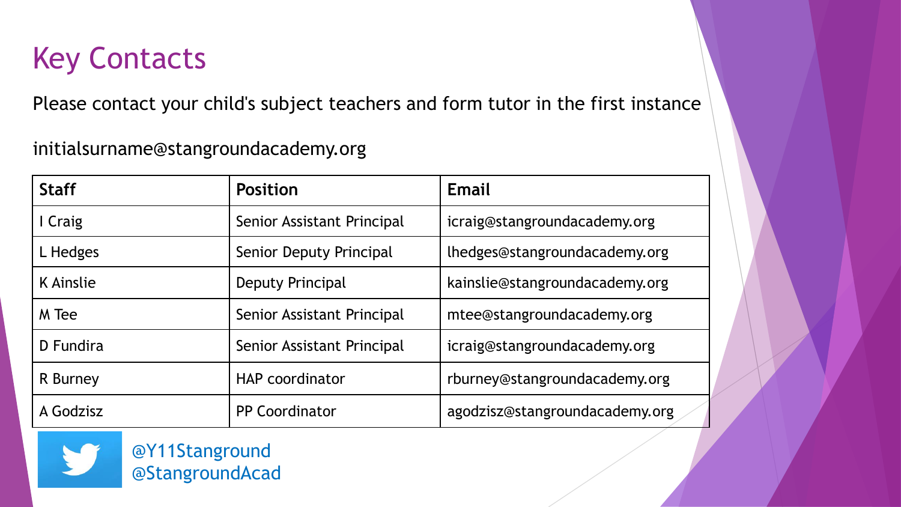# Key Contacts

Please contact your child's subject teachers and form tutor in the first instance

initialsurname@stangroundacademy.org

| Staff | Position | Email |
|---|---|---|
| I Craig | Senior Assistant Principal | icraig@stangroundacademy.org |
| L Hedges | Senior Deputy Principal | lhedges@stangroundacademy.org |
| K Ainslie | Deputy Principal | kainslie@stangroundacademy.org |
| M Tee | Senior Assistant Principal | mtee@stangroundacademy.org |
| D Fundira | Senior Assistant Principal | icraig@stangroundacademy.org |
| R Burney | HAP coordinator | rburney@stangroundacademy.org |
| A Godzisz | PP Coordinator | agodzisz@stangroundacademy.org |

@Y11Stanground
@StangroundAcad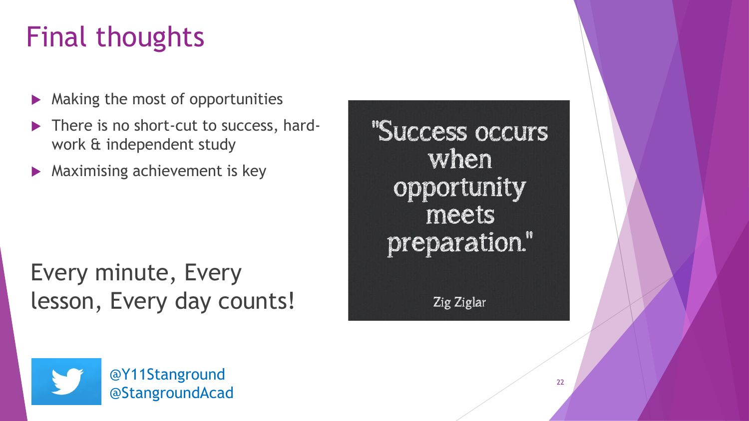# Final thoughts

- Making the most of opportunities
- There is no short-cut to success, hard-work & independent study
- Maximising achievement is key

Every minute, Every lesson, Every day counts!

"Success occurs when opportunity meets preparation."

Zig Ziglar

@Y11Stanground
@StangroundAcad